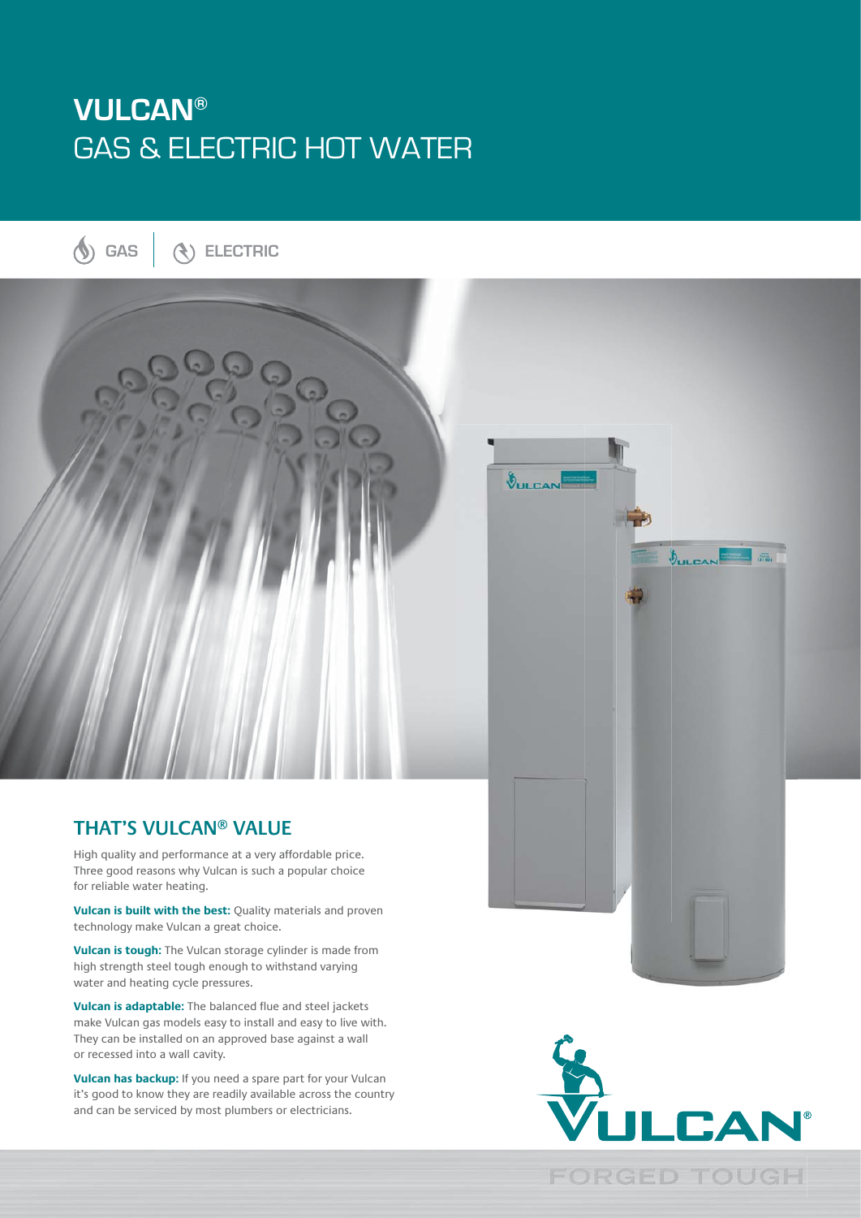# VULCAN®
# GAS & ELECTRIC HOT WATER

GAS | ELECTRIC

## THAT'S VULCAN® VALUE

High quality and performance at a very affordable price. Three good reasons why Vulcan is such a popular choice for reliable water heating.

**Vulcan is built with the best:** Quality materials and proven technology make Vulcan a great choice.

**Vulcan is tough:** The Vulcan storage cylinder is made from high strength steel tough enough to withstand varying water and heating cycle pressures.

**Vulcan is adaptable:** The balanced flue and steel jackets make Vulcan gas models easy to install and easy to live with. They can be installed on an approved base against a wall or recessed into a wall cavity.

**Vulcan has backup:** If you need a spare part for your Vulcan it's good to know they are readily available across the country and can be serviced by most plumbers or electricians.

VULCAN®

FORGED TOUGH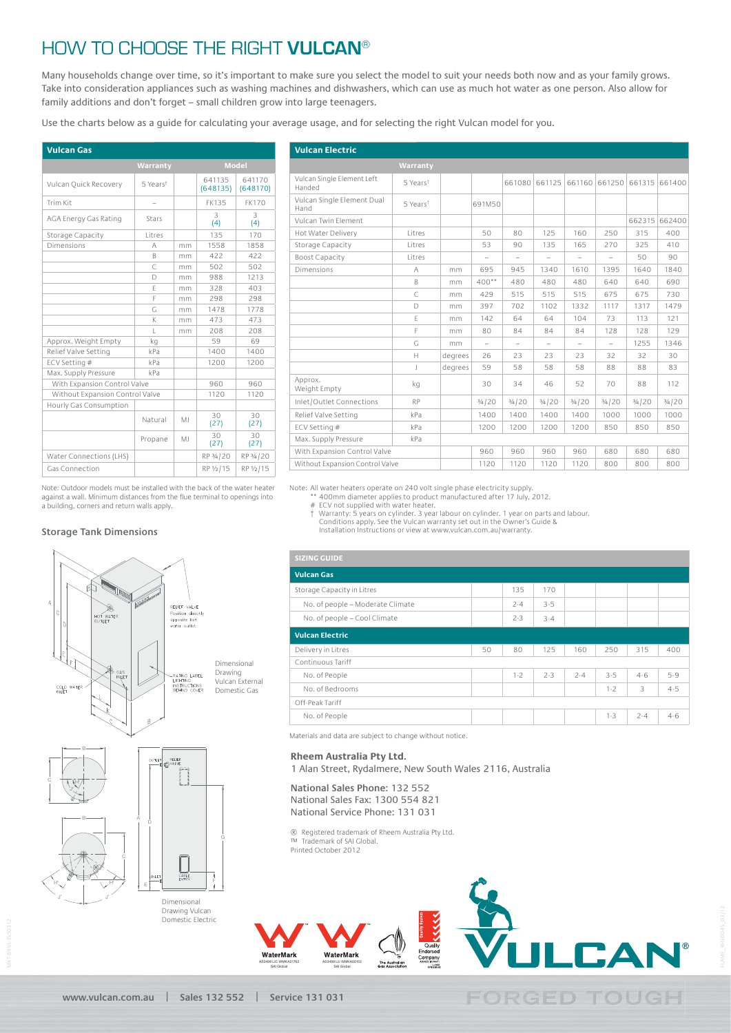# HOW TO CHOOSE THE RIGHT **VULCAN**®

Many households change over time, so it's important to make sure you select the model to suit your needs both now and as your family grows. Take into consideration appliances such as washing machines and dishwashers, which can use as much hot water as one person. Also allow for family additions and don't forget – small children grow into large teenagers.

Use the charts below as a guide for calculating your average usage, and for selecting the right Vulcan model for you.

**Vulcan Gas**

| | Warranty | | Model | |
|---|---|---|---|---|
| Vulcan Quick Recovery | 5 Years† | | 641135 (648135) | 641170 (648170) |
| Trim Kit | – | | FK135 | FK170 |
| AGA Energy Gas Rating | Stars | | 3 (4) | 3 (4) |
| Storage Capacity | Litres | | 135 | 170 |
| Dimensions | A | mm | 1558 | 1858 |
| | B | mm | 422 | 422 |
| | C | mm | 502 | 502 |
| | D | mm | 988 | 1213 |
| | E | mm | 328 | 403 |
| | F | mm | 298 | 298 |
| | G | mm | 1478 | 1778 |
| | K | mm | 473 | 473 |
| | L | mm | 208 | 208 |
| Approx. Weight Empty | kg | | 59 | 69 |
| Relief Valve Setting | kPa | | 1400 | 1400 |
| ECV Setting # | kPa | | 1200 | 1200 |
| Max. Supply Pressure | kPa | | | |
| With Expansion Control Valve | | | 960 | 960 |
| Without Expansion Control Valve | | | 1120 | 1120 |
| Hourly Gas Consumption | | | | |
| | Natural | MJ | 30 (27) | 30 (27) |
| | Propane | MJ | 30 (27) | 30 (27) |
| Water Connections (LHS) | | | RP ¾/20 | RP ¾/20 |
| Gas Connection | | | RP ½/15 | RP ½/15 |

Note: Outdoor models must be installed with the back of the water heater against a wall. Minimum distances from the flue terminal to openings into a building, corners and return walls apply.

**Vulcan Electric**

| | Warranty | | | | | | | | |
|---|---|---|---|---|---|---|---|---|---|
| Vulcan Single Element Left Handed | 5 Years† | | | 661080 | 661125 | 661160 | 661250 | 661315 | 661400 |
| Vulcan Single Element Dual Hand | 5 Years† | | 691M50 | | | | | | |
| Vulcan Twin Element | | | | | | | | 662315 | 662400 |
| Hot Water Delivery | Litres | | 50 | 80 | 125 | 160 | 250 | 315 | 400 |
| Storage Capacity | Litres | | 53 | 90 | 135 | 165 | 270 | 325 | 410 |
| Boost Capacity | Litres | | – | – | – | – | – | 50 | 90 |
| Dimensions | A | mm | 695 | 945 | 1340 | 1610 | 1395 | 1640 | 1840 |
| | B | mm | 400** | 480 | 480 | 480 | 640 | 640 | 690 |
| | C | mm | 429 | 515 | 515 | 515 | 675 | 675 | 730 |
| | D | mm | 397 | 702 | 1102 | 1332 | 1117 | 1317 | 1479 |
| | E | mm | 142 | 64 | 64 | 104 | 73 | 113 | 121 |
| | F | mm | 80 | 84 | 84 | 84 | 128 | 128 | 129 |
| | G | mm | – | – | – | – | – | 1255 | 1346 |
| | H | degrees | 26 | 23 | 23 | 23 | 32 | 32 | 30 |
| | J | degrees | 59 | 58 | 58 | 58 | 88 | 88 | 83 |
| Approx. Weight Empty | kg | | 30 | 34 | 46 | 52 | 70 | 88 | 112 |
| Inlet/Outlet Connections | RP | | ¾/20 | ¾/20 | ¾/20 | ¾/20 | ¾/20 | ¾/20 | ¾/20 |
| Relief Valve Setting | kPa | | 1400 | 1400 | 1400 | 1400 | 1000 | 1000 | 1000 |
| ECV Setting # | kPa | | 1200 | 1200 | 1200 | 1200 | 850 | 850 | 850 |
| Max. Supply Pressure | kPa | | | | | | | | |
| With Expansion Control Valve | | | 960 | 960 | 960 | 960 | 680 | 680 | 680 |
| Without Expansion Control Valve | | | 1120 | 1120 | 1120 | 1120 | 800 | 800 | 800 |

Note: All water heaters operate on 240 volt single phase electricity supply.
** 400mm diameter applies to product manufactured after 17 July, 2012.
# ECV not supplied with water heater.
† Warranty: 5 years on cylinder. 3 year labour on cylinder. 1 year on parts and labour. Conditions apply. See the Vulcan warranty set out in the Owner's Guide & Installation Instructions or view at www.vulcan.com.au/warranty.

## Storage Tank Dimensions

RELIEF VALVE Position directly opposite hot water outlet
HOT WATER OUTLET
GAS INLET
COLD WATER INLET
RATING LABEL LIGHTING INSTRUCTIONS BEHIND COVER

Dimensional Drawing Vulcan External Domestic Gas

OUTLET
RELIEF VALVE
INLET
CABLE ENTRY

Dimensional Drawing Vulcan Domestic Electric

**SIZING GUIDE**

| | | | | | | | |
|---|---|---|---|---|---|---|---|
| **Vulcan Gas** | | | | | | | |
| Storage Capacity in Litres | | 135 | 170 | | | | |
| No. of people – Moderate Climate | | 2-4 | 3-5 | | | | |
| No. of people – Cool Climate | | 2-3 | 3-4 | | | | |
| **Vulcan Electric** | | | | | | | |
| Delivery in Litres | 50 | 80 | 125 | 160 | 250 | 315 | 400 |
| Continuous Tariff | | | | | | | |
| No. of People | | 1-2 | 2-3 | 2-4 | 3-5 | 4-6 | 5-9 |
| No. of Bedrooms | | | | | 1-2 | 3 | 4-5 |
| Off-Peak Tariff | | | | | | | |
| No. of People | | | | | 1-3 | 2-4 | 4-6 |

Materials and data are subject to change without notice.

**Rheem Australia Pty Ltd.**
1 Alan Street, Rydalmere, New South Wales 2116, Australia

National Sales Phone: 132 552
National Sales Fax: 1300 554 821
National Service Phone: 131 031

® Registered trademark of Rheem Australia Pty Ltd.
™ Trademark of SAI Global.
Printed October 2012

VULCAN® FORGED TOUGH

www.vulcan.com.au | Sales 132 552 | Service 131 031